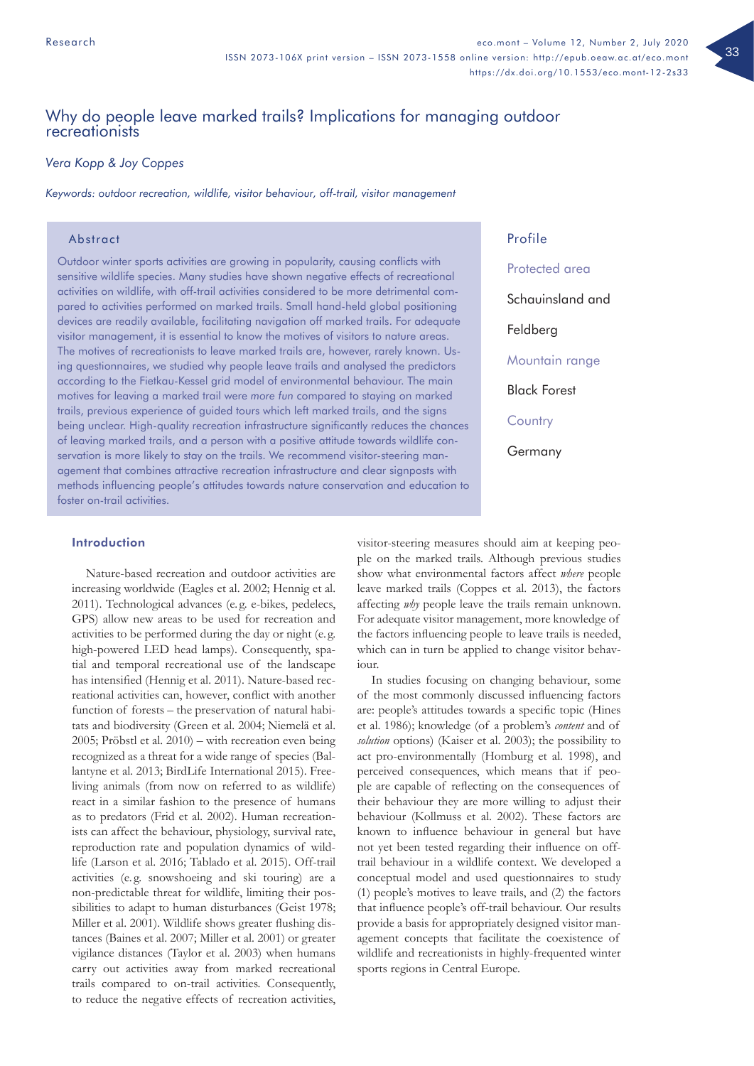Research

# Why do people leave marked trails? Implications for managing outdoor recreationists

*Vera Kopp & Joy Coppes*

*Keywords: outdoor recreation, wildlife, visitor behaviour, off-trail, visitor management*

## Abstract

Outdoor winter sports activities are growing in popularity, causing conflicts with sensitive wildlife species. Many studies have shown negative effects of recreational activities on wildlife, with off-trail activities considered to be more detrimental compared to activities performed on marked trails. Small hand-held global positioning devices are readily available, facilitating navigation off marked trails. For adequate visitor management, it is essential to know the motives of visitors to nature areas. The motives of recreationists to leave marked trails are, however, rarely known. Using questionnaires, we studied why people leave trails and analysed the predictors according to the Fietkau-Kessel grid model of environmental behaviour. The main motives for leaving a marked trail were *more fun* compared to staying on marked trails, previous experience of guided tours which left marked trails, and the signs being unclear. High-quality recreation infrastructure significantly reduces the chances of leaving marked trails, and a person with a positive attitude towards wildlife conservation is more likely to stay on the trails. We recommend visitor-steering management that combines attractive recreation infrastructure and clear signposts with methods influencing people's attitudes towards nature conservation and education to foster on-trail activities.

## Profile

Protected area

Schauinsland and Feldberg

Mountain range

Black Forest

Country

Germany

## Introduction

Nature-based recreation and outdoor activities are increasing worldwide (Eagles et al. 2002; Hennig et al. 2011). Technological advances (e.g. e-bikes, pedelecs, GPS) allow new areas to be used for recreation and activities to be performed during the day or night (e.g. high-powered LED head lamps). Consequently, spatial and temporal recreational use of the landscape has intensified (Hennig et al. 2011). Nature-based recreational activities can, however, conflict with another function of forests – the preservation of natural habitats and biodiversity (Green et al. 2004; Niemelä et al. 2005; Pröbstl et al. 2010) – with recreation even being recognized as a threat for a wide range of species (Ballantyne et al. 2013; BirdLife International 2015). Free-living animals (from now on referred to as wildlife) react in a similar fashion to the presence of humans as to predators (Frid et al. 2002). Human recreationists can affect the behaviour, physiology, survival rate, reproduction rate and population dynamics of wildlife (Larson et al. 2016; Tablado et al. 2015). Off-trail activities (e.g. snowshoeing and ski touring) are a non-predictable threat for wildlife, limiting their possibilities to adapt to human disturbances (Geist 1978; Miller et al. 2001). Wildlife shows greater flushing distances (Baines et al. 2007; Miller et al. 2001) or greater vigilance distances (Taylor et al. 2003) when humans carry out activities away from marked recreational trails compared to on-trail activities. Consequently, to reduce the negative effects of recreation activities, visitor-steering measures should aim at keeping people on the marked trails. Although previous studies show what environmental factors affect *where* people leave marked trails (Coppes et al. 2013), the factors affecting *why* people leave the trails remain unknown. For adequate visitor management, more knowledge of the factors influencing people to leave trails is needed, which can in turn be applied to change visitor behaviour.

In studies focusing on changing behaviour, some of the most commonly discussed influencing factors are: people's attitudes towards a specific topic (Hines et al. 1986); knowledge (of a problem's *content* and of *solution* options) (Kaiser et al. 2003); the possibility to act pro-environmentally (Homburg et al. 1998), and perceived consequences, which means that if people are capable of reflecting on the consequences of their behaviour they are more willing to adjust their behaviour (Kollmuss et al. 2002). These factors are known to influence behaviour in general but have not yet been tested regarding their influence on off-trail behaviour in a wildlife context. We developed a conceptual model and used questionnaires to study (1) people's motives to leave trails, and (2) the factors that influence people's off-trail behaviour. Our results provide a basis for appropriately designed visitor management concepts that facilitate the coexistence of wildlife and recreationists in highly-frequented winter sports regions in Central Europe.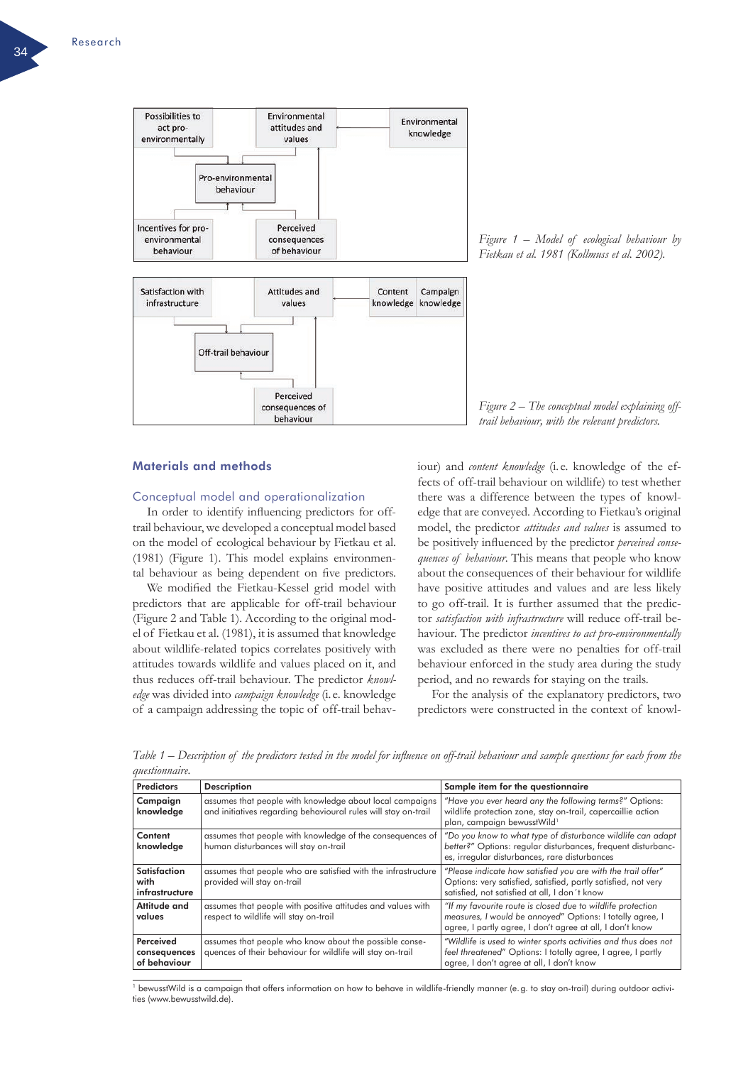Figure 1 – Model of ecological behaviour by Fietkau et al. 1981 (Kollmuss et al. 2002).

Figure 2 – The conceptual model explaining off-trail behaviour, with the relevant predictors.

## Materials and methods

### Conceptual model and operationalization

In order to identify influencing predictors for off-trail behaviour, we developed a conceptual model based on the model of ecological behaviour by Fietkau et al. (1981) (Figure 1). This model explains environmental behaviour as being dependent on five predictors.

We modified the Fietkau-Kessel grid model with predictors that are applicable for off-trail behaviour (Figure 2 and Table 1). According to the original model of Fietkau et al. (1981), it is assumed that knowledge about wildlife-related topics correlates positively with attitudes towards wildlife and values placed on it, and thus reduces off-trail behaviour. The predictor *knowledge* was divided into *campaign knowledge* (i.e. knowledge of a campaign addressing the topic of off-trail behaviour) and *content knowledge* (i.e. knowledge of the effects of off-trail behaviour on wildlife) to test whether there was a difference between the types of knowledge that are conveyed. According to Fietkau's original model, the predictor *attitudes and values* is assumed to be positively influenced by the predictor *perceived consequences of behaviour*. This means that people who know about the consequences of their behaviour for wildlife have positive attitudes and values and are less likely to go off-trail. It is further assumed that the predictor *satisfaction with infrastructure* will reduce off-trail behaviour. The predictor *incentives to act pro-environmentally* was excluded as there were no penalties for off-trail behaviour enforced in the study area during the study period, and no rewards for staying on the trails.

For the analysis of the explanatory predictors, two predictors were constructed in the context of knowl-

*Table 1 – Description of the predictors tested in the model for influence on off-trail behaviour and sample questions for each from the questionnaire.*

| Predictors | Description | Sample item for the questionnaire |
|---|---|---|
| **Campaign knowledge** | assumes that people with knowledge about local campaigns and initiatives regarding behavioural rules will stay on-trail | *"Have you ever heard any the following terms?"* Options: wildlife protection zone, stay on-trail, capercaillie action plan, campaign bewusstWild[1] |
| **Content knowledge** | assumes that people with knowledge of the consequences of human disturbances will stay on-trail | *"Do you know to what type of disturbance wildlife can adapt better?"* Options: regular disturbances, frequent disturbances, irregular disturbances, rare disturbances |
| **Satisfaction with infrastructure** | assumes that people who are satisfied with the infrastructure provided will stay on-trail | *"Please indicate how satisfied you are with the trail offer"* Options: very satisfied, satisfied, partly satisfied, not very satisfied, not satisfied at all, I don´t know |
| **Attitude and values** | assumes that people with positive attitudes and values with respect to wildlife will stay on-trail | *"If my favourite route is closed due to wildlife protection measures, I would be annoyed"* Options: I totally agree, I agree, I partly agree, I don't agree at all, I don't know |
| **Perceived consequences of behaviour** | assumes that people who know about the possible consequences of their behaviour for wildlife will stay on-trail | *"Wildlife is used to winter sports activities and thus does not feel threatened"* Options: I totally agree, I agree, I partly agree, I don't agree at all, I don't know |

[1] bewusstWild is a campaign that offers information on how to behave in wildlife-friendly manner (e.g. to stay on-trail) during outdoor activities (www.bewusstwild.de).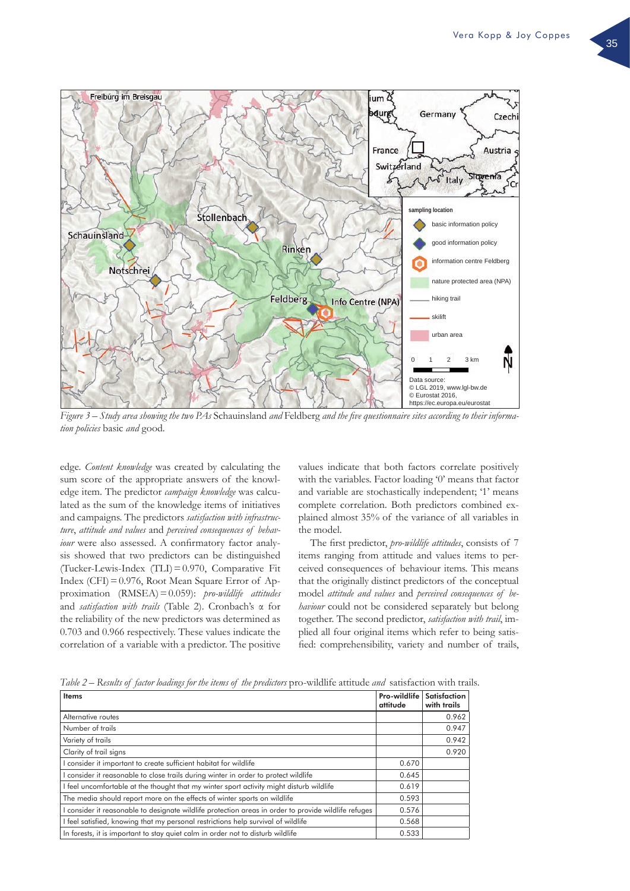*Figure 3 – Study area showing the two PAs* Schauinsland *and* Feldberg *and the five questionnaire sites according to their information policies* basic *and* good.

edge. *Content knowledge* was created by calculating the sum score of the appropriate answers of the knowledge item. The predictor *campaign knowledge* was calculated as the sum of the knowledge items of initiatives and campaigns. The predictors *satisfaction with infrastructure*, *attitude and values* and *perceived consequences of behaviour* were also assessed. A confirmatory factor analysis showed that two predictors can be distinguished (Tucker-Lewis-Index (TLI) = 0.970, Comparative Fit Index (CFI) = 0.976, Root Mean Square Error of Approximation (RMSEA) = 0.059): *pro-wildlife attitudes* and *satisfaction with trails* (Table 2). Cronbach's α for the reliability of the new predictors was determined as 0.703 and 0.966 respectively. These values indicate the correlation of a variable with a predictor. The positive values indicate that both factors correlate positively with the variables. Factor loading '0' means that factor and variable are stochastically independent; '1' means complete correlation. Both predictors combined explained almost 35% of the variance of all variables in the model.

The first predictor, *pro-wildlife attitudes*, consists of 7 items ranging from attitude and values items to perceived consequences of behaviour items. This means that the originally distinct predictors of the conceptual model *attitude and values* and *perceived consequences of behaviour* could not be considered separately but belong together. The second predictor, *satisfaction with trail*, implied all four original items which refer to being satisfied: comprehensibility, variety and number of trails,

*Table 2 – Results of factor loadings for the items of the predictors* pro-wildlife attitude *and* satisfaction with trails.

| Items | Pro-wildlife attitude | Satisfaction with trails |
|---|---|---|
| Alternative routes | | 0.962 |
| Number of trails | | 0.947 |
| Variety of trails | | 0.942 |
| Clarity of trail signs | | 0.920 |
| I consider it important to create sufficient habitat for wildlife | 0.670 | |
| I consider it reasonable to close trails during winter in order to protect wildlife | 0.645 | |
| I feel uncomfortable at the thought that my winter sport activity might disturb wildlife | 0.619 | |
| The media should report more on the effects of winter sports on wildlife | 0.593 | |
| I consider it reasonable to designate wildlife protection areas in order to provide wildlife refuges | 0.576 | |
| I feel satisfied, knowing that my personal restrictions help survival of wildlife | 0.568 | |
| In forests, it is important to stay quiet calm in order not to disturb wildlife | 0.533 | |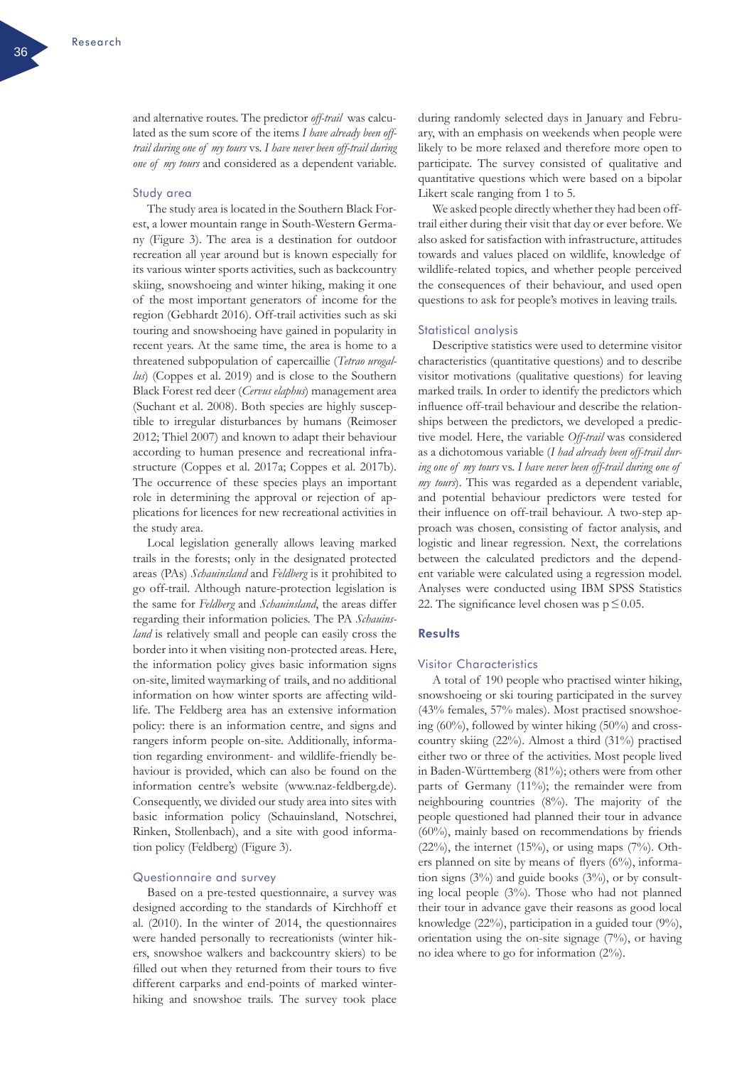and alternative routes. The predictor *off-trail* was calculated as the sum score of the items *I have already been off-trail during one of my tours* vs. *I have never been off-trail during one of my tours* and considered as a dependent variable.

### Study area

The study area is located in the Southern Black Forest, a lower mountain range in South-Western Germany (Figure 3). The area is a destination for outdoor recreation all year around but is known especially for its various winter sports activities, such as backcountry skiing, snowshoeing and winter hiking, making it one of the most important generators of income for the region (Gebhardt 2016). Off-trail activities such as ski touring and snowshoeing have gained in popularity in recent years. At the same time, the area is home to a threatened subpopulation of capercaillie (*Tetrao urogallus*) (Coppes et al. 2019) and is close to the Southern Black Forest red deer (*Cervus elaphus*) management area (Suchant et al. 2008). Both species are highly susceptible to irregular disturbances by humans (Reimoser 2012; Thiel 2007) and known to adapt their behaviour according to human presence and recreational infrastructure (Coppes et al. 2017a; Coppes et al. 2017b). The occurrence of these species plays an important role in determining the approval or rejection of applications for licences for new recreational activities in the study area.

Local legislation generally allows leaving marked trails in the forests; only in the designated protected areas (PAs) *Schauinsland* and *Feldberg* is it prohibited to go off-trail. Although nature-protection legislation is the same for *Feldberg* and *Schauinsland*, the areas differ regarding their information policies. The PA *Schauinsland* is relatively small and people can easily cross the border into it when visiting non-protected areas. Here, the information policy gives basic information signs on-site, limited waymarking of trails, and no additional information on how winter sports are affecting wildlife. The Feldberg area has an extensive information policy: there is an information centre, and signs and rangers inform people on-site. Additionally, information regarding environment- and wildlife-friendly behaviour is provided, which can also be found on the information centre's website (www.naz-feldberg.de). Consequently, we divided our study area into sites with basic information policy (Schauinsland, Notschrei, Rinken, Stollenbach), and a site with good information policy (Feldberg) (Figure 3).

### Questionnaire and survey

Based on a pre-tested questionnaire, a survey was designed according to the standards of Kirchhoff et al. (2010). In the winter of 2014, the questionnaires were handed personally to recreationists (winter hikers, snowshoe walkers and backcountry skiers) to be filled out when they returned from their tours to five different carparks and end-points of marked winter-hiking and snowshoe trails. The survey took place during randomly selected days in January and February, with an emphasis on weekends when people were likely to be more relaxed and therefore more open to participate. The survey consisted of qualitative and quantitative questions which were based on a bipolar Likert scale ranging from 1 to 5.

We asked people directly whether they had been off-trail either during their visit that day or ever before. We also asked for satisfaction with infrastructure, attitudes towards and values placed on wildlife, knowledge of wildlife-related topics, and whether people perceived the consequences of their behaviour, and used open questions to ask for people's motives in leaving trails.

### Statistical analysis

Descriptive statistics were used to determine visitor characteristics (quantitative questions) and to describe visitor motivations (qualitative questions) for leaving marked trails. In order to identify the predictors which influence off-trail behaviour and describe the relationships between the predictors, we developed a predictive model. Here, the variable *Off-trail* was considered as a dichotomous variable (*I had already been off-trail during one of my tours* vs. *I have never been off-trail during one of my tours*). This was regarded as a dependent variable, and potential behaviour predictors were tested for their influence on off-trail behaviour. A two-step approach was chosen, consisting of factor analysis, and logistic and linear regression. Next, the correlations between the calculated predictors and the dependent variable were calculated using a regression model. Analyses were conducted using IBM SPSS Statistics 22. The significance level chosen was $p \leq 0.05$.

## Results

### Visitor Characteristics

A total of 190 people who practised winter hiking, snowshoeing or ski touring participated in the survey (43% females, 57% males). Most practised snowshoeing (60%), followed by winter hiking (50%) and cross-country skiing (22%). Almost a third (31%) practised either two or three of the activities. Most people lived in Baden-Württemberg (81%); others were from other parts of Germany (11%); the remainder were from neighbouring countries (8%). The majority of the people questioned had planned their tour in advance (60%), mainly based on recommendations by friends (22%), the internet (15%), or using maps (7%). Others planned on site by means of flyers (6%), information signs (3%) and guide books (3%), or by consulting local people (3%). Those who had not planned their tour in advance gave their reasons as good local knowledge (22%), participation in a guided tour (9%), orientation using the on-site signage (7%), or having no idea where to go for information (2%).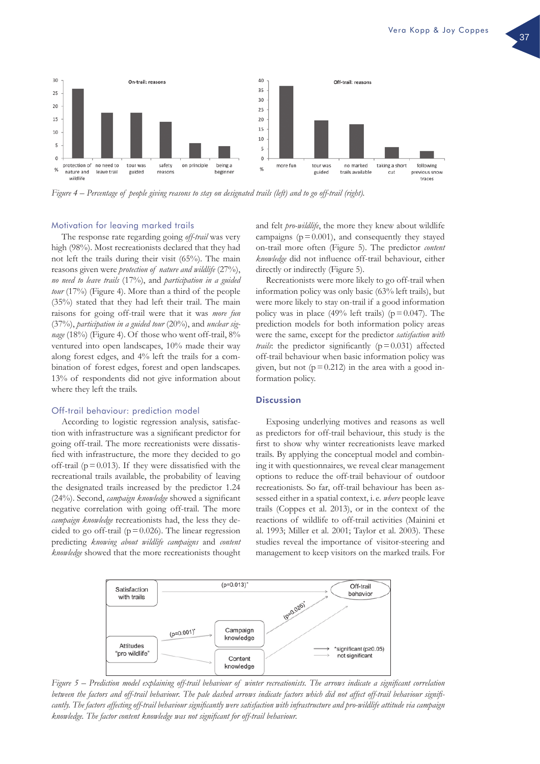*Figure 4 – Percentage of people giving reasons to stay on designated trails (left) and to go off-trail (right).*

### Motivation for leaving marked trails

The response rate regarding going *off-trail* was very high (98%). Most recreationists declared that they had not left the trails during their visit (65%). The main reasons given were *protection of nature and wildlife* (27%), *no need to leave trails* (17%), and *participation in a guided tour* (17%) (Figure 4). More than a third of the people (35%) stated that they had left their trail. The main raisons for going off-trail were that it was *more fun* (37%), *participation in a guided tour* (20%), and *unclear signage* (18%) (Figure 4). Of those who went off-trail, 8% ventured into open landscapes, 10% made their way along forest edges, and 4% left the trails for a combination of forest edges, forest and open landscapes. 13% of respondents did not give information about where they left the trails.

### Off-trail behaviour: prediction model

According to logistic regression analysis, satisfaction with infrastructure was a significant predictor for going off-trail. The more recreationists were dissatisfied with infrastructure, the more they decided to go off-trail ($p = 0.013$). If they were dissatisfied with the recreational trails available, the probability of leaving the designated trails increased by the predictor 1.24 (24%). Second, *campaign knowledge* showed a significant negative correlation with going off-trail. The more *campaign knowledge* recreationists had, the less they decided to go off-trail ($p = 0.026$). The linear regression predicting *knowing about wildlife campaigns* and *content knowledge* showed that the more recreationists thought and felt *pro-wildlife*, the more they knew about wildlife campaigns ($p = 0.001$), and consequently they stayed on-trail more often (Figure 5). The predictor *content knowledge* did not influence off-trail behaviour, either directly or indirectly (Figure 5).

Recreationists were more likely to go off-trail when information policy was only basic (63% left trails), but were more likely to stay on-trail if a good information policy was in place (49% left trails) ($p = 0.047$). The prediction models for both information policy areas were the same, except for the predictor *satisfaction with trails*: the predictor significantly ($p = 0.031$) affected off-trail behaviour when basic information policy was given, but not ($p = 0.212$) in the area with a good information policy.

## Discussion

Exposing underlying motives and reasons as well as predictors for off-trail behaviour, this study is the first to show why winter recreationists leave marked trails. By applying the conceptual model and combining it with questionnaires, we reveal clear management options to reduce the off-trail behaviour of outdoor recreationists. So far, off-trail behaviour has been assessed either in a spatial context, i.e. *where* people leave trails (Coppes et al. 2013), or in the context of the reactions of wildlife to off-trail activities (Mainini et al. 1993; Miller et al. 2001; Taylor et al. 2003). These studies reveal the importance of visitor-steering and management to keep visitors on the marked trails. For

*Figure 5 – Prediction model explaining off-trail behaviour of winter recreationists. The arrows indicate a significant correlation between the factors and off-trail behaviour. The pale dashed arrows indicate factors which did not affect off-trail behaviour significantly. The factors affecting off-trail behaviour significantly were satisfaction with infrastructure and pro-wildlife attitude via campaign knowledge. The factor content knowledge was not significant for off-trail behaviour.*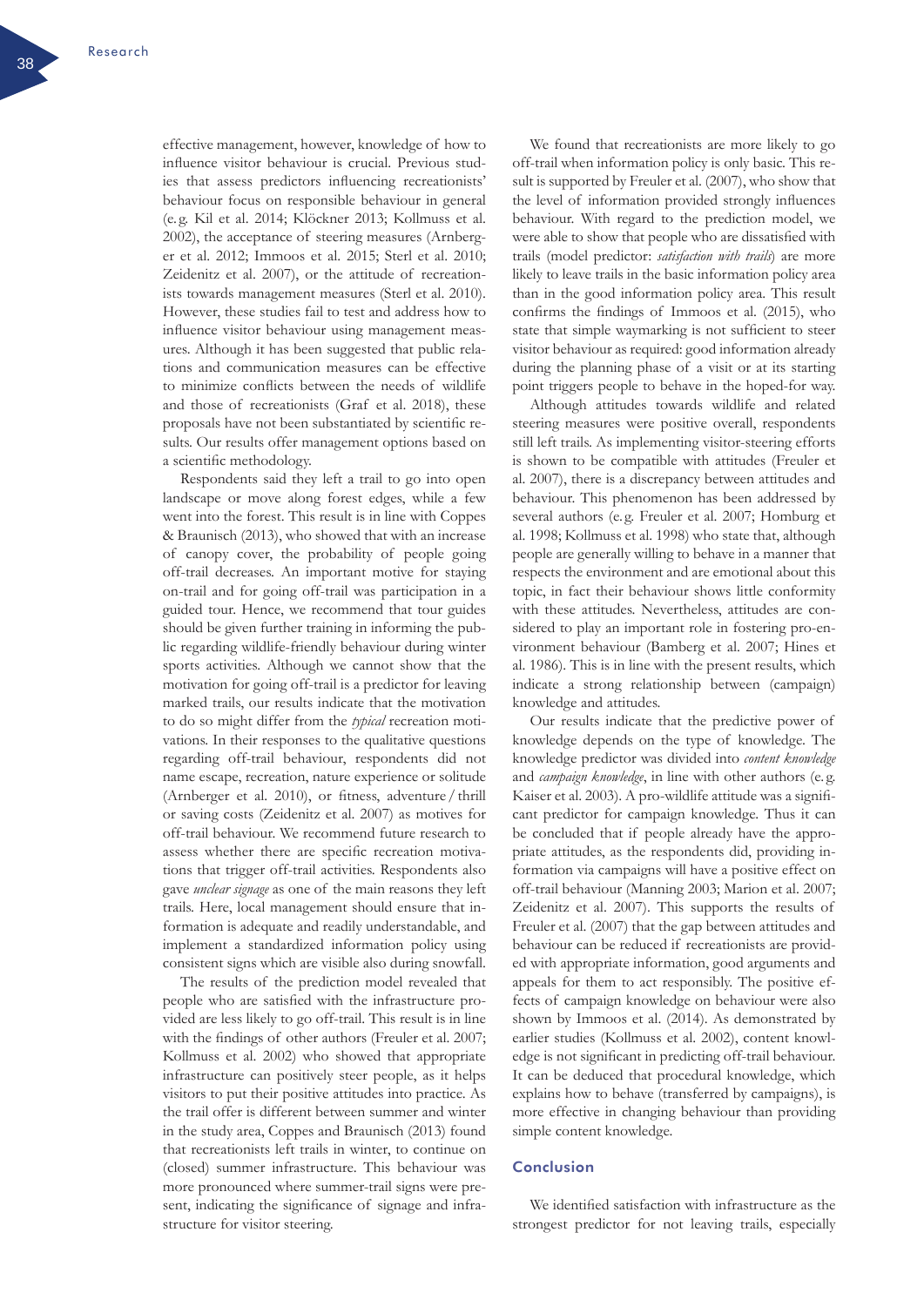effective management, however, knowledge of how to influence visitor behaviour is crucial. Previous studies that assess predictors influencing recreationists' behaviour focus on responsible behaviour in general (e.g. Kil et al. 2014; Klöckner 2013; Kollmuss et al. 2002), the acceptance of steering measures (Arnberger et al. 2012; Immoos et al. 2015; Sterl et al. 2010; Zeidenitz et al. 2007), or the attitude of recreationists towards management measures (Sterl et al. 2010). However, these studies fail to test and address how to influence visitor behaviour using management measures. Although it has been suggested that public relations and communication measures can be effective to minimize conflicts between the needs of wildlife and those of recreationists (Graf et al. 2018), these proposals have not been substantiated by scientific results. Our results offer management options based on a scientific methodology.

Respondents said they left a trail to go into open landscape or move along forest edges, while a few went into the forest. This result is in line with Coppes & Braunisch (2013), who showed that with an increase of canopy cover, the probability of people going off-trail decreases. An important motive for staying on-trail and for going off-trail was participation in a guided tour. Hence, we recommend that tour guides should be given further training in informing the public regarding wildlife-friendly behaviour during winter sports activities. Although we cannot show that the motivation for going off-trail is a predictor for leaving marked trails, our results indicate that the motivation to do so might differ from the *typical* recreation motivations. In their responses to the qualitative questions regarding off-trail behaviour, respondents did not name escape, recreation, nature experience or solitude (Arnberger et al. 2010), or fitness, adventure / thrill or saving costs (Zeidenitz et al. 2007) as motives for off-trail behaviour. We recommend future research to assess whether there are specific recreation motivations that trigger off-trail activities. Respondents also gave *unclear signage* as one of the main reasons they left trails. Here, local management should ensure that information is adequate and readily understandable, and implement a standardized information policy using consistent signs which are visible also during snowfall.

The results of the prediction model revealed that people who are satisfied with the infrastructure provided are less likely to go off-trail. This result is in line with the findings of other authors (Freuler et al. 2007; Kollmuss et al. 2002) who showed that appropriate infrastructure can positively steer people, as it helps visitors to put their positive attitudes into practice. As the trail offer is different between summer and winter in the study area, Coppes and Braunisch (2013) found that recreationists left trails in winter, to continue on (closed) summer infrastructure. This behaviour was more pronounced where summer-trail signs were present, indicating the significance of signage and infrastructure for visitor steering.

We found that recreationists are more likely to go off-trail when information policy is only basic. This result is supported by Freuler et al. (2007), who show that the level of information provided strongly influences behaviour. With regard to the prediction model, we were able to show that people who are dissatisfied with trails (model predictor: *satisfaction with trails*) are more likely to leave trails in the basic information policy area than in the good information policy area. This result confirms the findings of Immoos et al. (2015), who state that simple waymarking is not sufficient to steer visitor behaviour as required: good information already during the planning phase of a visit or at its starting point triggers people to behave in the hoped-for way.

Although attitudes towards wildlife and related steering measures were positive overall, respondents still left trails. As implementing visitor-steering efforts is shown to be compatible with attitudes (Freuler et al. 2007), there is a discrepancy between attitudes and behaviour. This phenomenon has been addressed by several authors (e.g. Freuler et al. 2007; Homburg et al. 1998; Kollmuss et al. 1998) who state that, although people are generally willing to behave in a manner that respects the environment and are emotional about this topic, in fact their behaviour shows little conformity with these attitudes. Nevertheless, attitudes are considered to play an important role in fostering pro-environment behaviour (Bamberg et al. 2007; Hines et al. 1986). This is in line with the present results, which indicate a strong relationship between (campaign) knowledge and attitudes.

Our results indicate that the predictive power of knowledge depends on the type of knowledge. The knowledge predictor was divided into *content knowledge* and *campaign knowledge*, in line with other authors (e.g. Kaiser et al. 2003). A pro-wildlife attitude was a significant predictor for campaign knowledge. Thus it can be concluded that if people already have the appropriate attitudes, as the respondents did, providing information via campaigns will have a positive effect on off-trail behaviour (Manning 2003; Marion et al. 2007; Zeidenitz et al. 2007). This supports the results of Freuler et al. (2007) that the gap between attitudes and behaviour can be reduced if recreationists are provided with appropriate information, good arguments and appeals for them to act responsibly. The positive effects of campaign knowledge on behaviour were also shown by Immoos et al. (2014). As demonstrated by earlier studies (Kollmuss et al. 2002), content knowledge is not significant in predicting off-trail behaviour. It can be deduced that procedural knowledge, which explains how to behave (transferred by campaigns), is more effective in changing behaviour than providing simple content knowledge.

## Conclusion

We identified satisfaction with infrastructure as the strongest predictor for not leaving trails, especially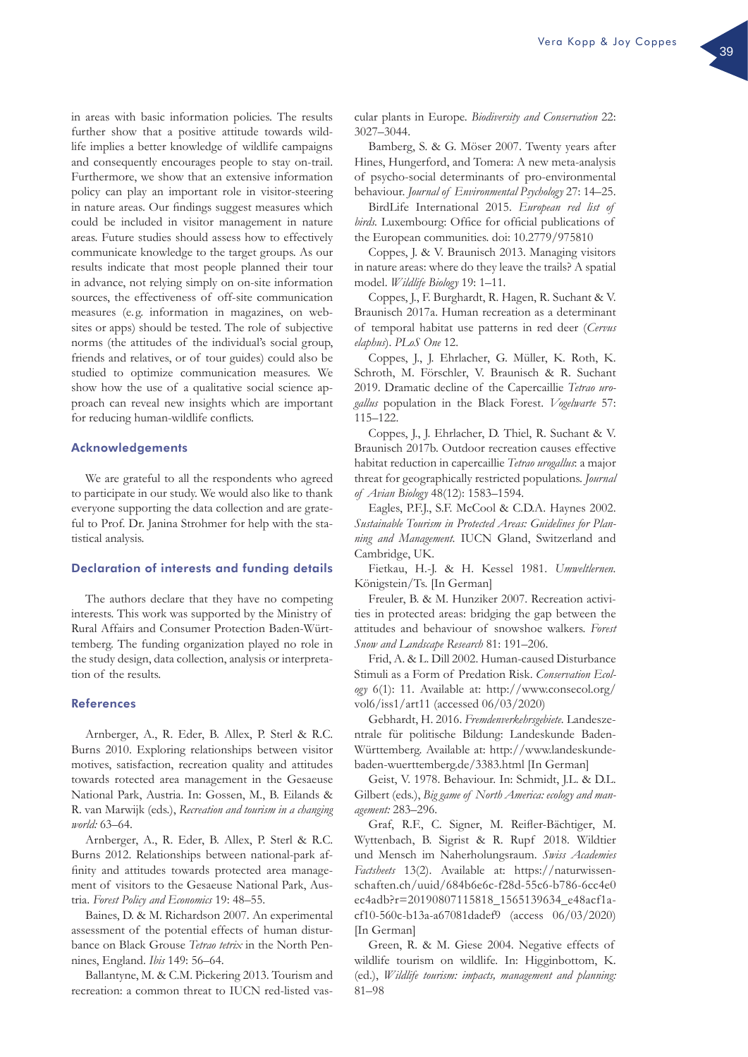in areas with basic information policies. The results further show that a positive attitude towards wildlife implies a better knowledge of wildlife campaigns and consequently encourages people to stay on-trail. Furthermore, we show that an extensive information policy can play an important role in visitor-steering in nature areas. Our findings suggest measures which could be included in visitor management in nature areas. Future studies should assess how to effectively communicate knowledge to the target groups. As our results indicate that most people planned their tour in advance, not relying simply on on-site information sources, the effectiveness of off-site communication measures (e.g. information in magazines, on websites or apps) should be tested. The role of subjective norms (the attitudes of the individual's social group, friends and relatives, or of tour guides) could also be studied to optimize communication measures. We show how the use of a qualitative social science approach can reveal new insights which are important for reducing human-wildlife conflicts.

## Acknowledgements

We are grateful to all the respondents who agreed to participate in our study. We would also like to thank everyone supporting the data collection and are grateful to Prof. Dr. Janina Strohmer for help with the statistical analysis.

## Declaration of interests and funding details

The authors declare that they have no competing interests. This work was supported by the Ministry of Rural Affairs and Consumer Protection Baden-Württemberg. The funding organization played no role in the study design, data collection, analysis or interpretation of the results.

## References

Arnberger, A., R. Eder, B. Allex, P. Sterl & R.C. Burns 2010. Exploring relationships between visitor motives, satisfaction, recreation quality and attitudes towards rotected area management in the Gesaeuse National Park, Austria. In: Gossen, M., B. Eilands & R. van Marwijk (eds.), *Recreation and tourism in a changing world:* 63–64.

Arnberger, A., R. Eder, B. Allex, P. Sterl & R.C. Burns 2012. Relationships between national-park affinity and attitudes towards protected area management of visitors to the Gesaeuse National Park, Austria. *Forest Policy and Economics* 19: 48–55.

Baines, D. & M. Richardson 2007. An experimental assessment of the potential effects of human disturbance on Black Grouse *Tetrao tetrix* in the North Pennines, England. *Ibis* 149: 56–64.

Ballantyne, M. & C.M. Pickering 2013. Tourism and recreation: a common threat to IUCN red-listed vascular plants in Europe. *Biodiversity and Conservation* 22: 3027–3044.

Bamberg, S. & G. Möser 2007. Twenty years after Hines, Hungerford, and Tomera: A new meta-analysis of psycho-social determinants of pro-environmental behaviour. *Journal of Environmental Psychology* 27: 14–25.

BirdLife International 2015. *European red list of birds.* Luxembourg: Office for official publications of the European communities. doi: 10.2779/975810

Coppes, J. & V. Braunisch 2013. Managing visitors in nature areas: where do they leave the trails? A spatial model. *Wildlife Biology* 19: 1–11.

Coppes, J., F. Burghardt, R. Hagen, R. Suchant & V. Braunisch 2017a. Human recreation as a determinant of temporal habitat use patterns in red deer (*Cervus elaphus*). *PLoS One* 12.

Coppes, J., J. Ehrlacher, G. Müller, K. Roth, K. Schroth, M. Förschler, V. Braunisch & R. Suchant 2019. Dramatic decline of the Capercaillie *Tetrao urogallus* population in the Black Forest. *Vogelwarte* 57: 115–122.

Coppes, J., J. Ehrlacher, D. Thiel, R. Suchant & V. Braunisch 2017b. Outdoor recreation causes effective habitat reduction in capercaillie *Tetrao urogallus*: a major threat for geographically restricted populations. *Journal of Avian Biology* 48(12): 1583–1594.

Eagles, P.F.J., S.F. McCool & C.D.A. Haynes 2002. *Sustainable Tourism in Protected Areas: Guidelines for Planning and Management.* IUCN Gland, Switzerland and Cambridge, UK.

Fietkau, H.-J. & H. Kessel 1981. *Umweltlernen.* Königstein/Ts. [In German]

Freuler, B. & M. Hunziker 2007. Recreation activities in protected areas: bridging the gap between the attitudes and behaviour of snowshoe walkers. *Forest Snow and Landscape Research* 81: 191–206.

Frid, A. & L. Dill 2002. Human-caused Disturbance Stimuli as a Form of Predation Risk. *Conservation Ecology* 6(1): 11. Available at: http://www.consecol.org/vol6/iss1/art11 (accessed 06/03/2020)

Gebhardt, H. 2016. *Fremdenverkehrsgebiete.* Landeszentrale für politische Bildung: Landeskunde Baden-Württemberg. Available at: http://www.landeskunde-baden-wuerttemberg.de/3383.html [In German]

Geist, V. 1978. Behaviour. In: Schmidt, J.L. & D.L. Gilbert (eds.), *Big game of North America: ecology and management:* 283–296.

Graf, R.F., C. Signer, M. Reifler-Bächtiger, M. Wyttenbach, B. Sigrist & R. Rupf 2018. Wildtier und Mensch im Naherholungsraum. *Swiss Academies Factsheets* 13(2). Available at: https://naturwissenschaften.ch/uuid/684b6e6c-f28d-55c6-b786-6cc4e0ec4adb?r=20190807115818_1565139634_e48acf1a-cf10-560c-b13a-a67081dadef9 (access 06/03/2020) [In German]

Green, R. & M. Giese 2004. Negative effects of wildlife tourism on wildlife. In: Higginbottom, K. (ed.), *Wildlife tourism: impacts, management and planning:* 81–98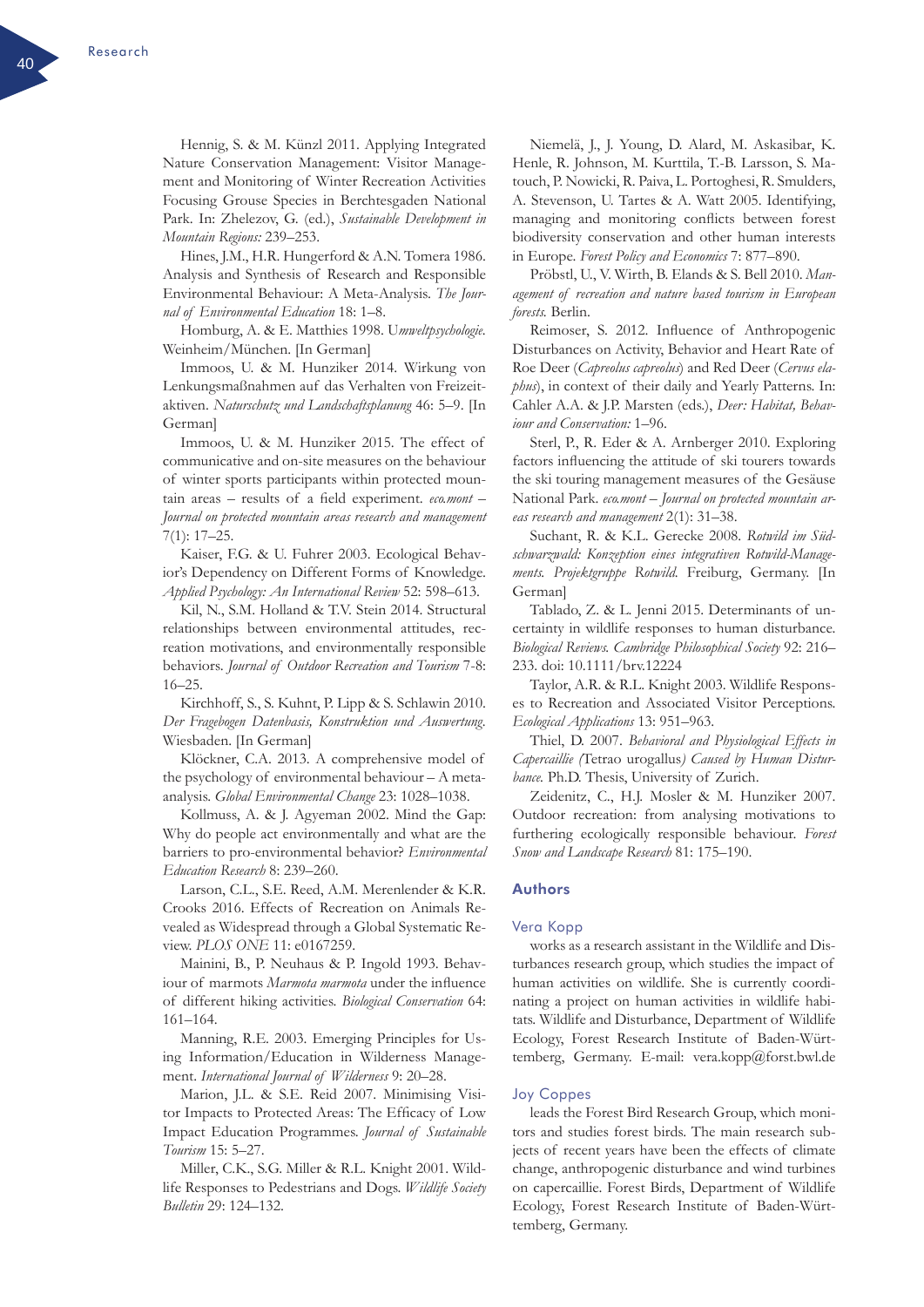Hennig, S. & M. Künzl 2011. Applying Integrated Nature Conservation Management: Visitor Management and Monitoring of Winter Recreation Activities Focusing Grouse Species in Berchtesgaden National Park. In: Zhelezov, G. (ed.), *Sustainable Development in Mountain Regions:* 239–253.

Hines, J.M., H.R. Hungerford & A.N. Tomera 1986. Analysis and Synthesis of Research and Responsible Environmental Behaviour: A Meta-Analysis. *The Journal of Environmental Education* 18: 1–8.

Homburg, A. & E. Matthies 1998. U*mweltpsychologie*. Weinheim/München. [In German]

Immoos, U. & M. Hunziker 2014. Wirkung von Lenkungsmaßnahmen auf das Verhalten von Freizeitaktiven. *Naturschutz und Landschaftsplanung* 46: 5–9. [In German]

Immoos, U. & M. Hunziker 2015. The effect of communicative and on-site measures on the behaviour of winter sports participants within protected mountain areas – results of a field experiment. *eco.mont – Journal on protected mountain areas research and management* 7(1): 17–25.

Kaiser, F.G. & U. Fuhrer 2003. Ecological Behavior's Dependency on Different Forms of Knowledge. *Applied Psychology: An International Review* 52: 598–613.

Kil, N., S.M. Holland & T.V. Stein 2014. Structural relationships between environmental attitudes, recreation motivations, and environmentally responsible behaviors. *Journal of Outdoor Recreation and Tourism* 7-8: 16–25.

Kirchhoff, S., S. Kuhnt, P. Lipp & S. Schlawin 2010. *Der Fragebogen Datenbasis, Konstruktion und Auswertung*. Wiesbaden. [In German]

Klöckner, C.A. 2013. A comprehensive model of the psychology of environmental behaviour – A meta-analysis. *Global Environmental Change* 23: 1028–1038.

Kollmuss, A. & J. Agyeman 2002. Mind the Gap: Why do people act environmentally and what are the barriers to pro-environmental behavior? *Environmental Education Research* 8: 239–260.

Larson, C.L., S.E. Reed, A.M. Merenlender & K.R. Crooks 2016. Effects of Recreation on Animals Revealed as Widespread through a Global Systematic Review. *PLOS ONE* 11: e0167259.

Mainini, B., P. Neuhaus & P. Ingold 1993. Behaviour of marmots *Marmota marmota* under the influence of different hiking activities. *Biological Conservation* 64: 161–164.

Manning, R.E. 2003. Emerging Principles for Using Information/Education in Wilderness Management. *International Journal of Wilderness* 9: 20–28.

Marion, J.L. & S.E. Reid 2007. Minimising Visitor Impacts to Protected Areas: The Efficacy of Low Impact Education Programmes. *Journal of Sustainable Tourism* 15: 5–27.

Miller, C.K., S.G. Miller & R.L. Knight 2001. Wildlife Responses to Pedestrians and Dogs. *Wildlife Society Bulletin* 29: 124–132.

Niemelä, J., J. Young, D. Alard, M. Askasibar, K. Henle, R. Johnson, M. Kurttila, T.-B. Larsson, S. Matouch, P. Nowicki, R. Paiva, L. Portoghesi, R. Smulders, A. Stevenson, U. Tartes & A. Watt 2005. Identifying, managing and monitoring conflicts between forest biodiversity conservation and other human interests in Europe. *Forest Policy and Economics* 7: 877–890.

Pröbstl, U., V. Wirth, B. Elands & S. Bell 2010. *Management of recreation and nature based tourism in European forests.* Berlin.

Reimoser, S. 2012. Influence of Anthropogenic Disturbances on Activity, Behavior and Heart Rate of Roe Deer (*Capreolus capreolus*) and Red Deer (*Cervus elaphus*), in context of their daily and Yearly Patterns. In: Cahler A.A. & J.P. Marsten (eds.), *Deer: Habitat, Behaviour and Conservation:* 1–96.

Sterl, P., R. Eder & A. Arnberger 2010. Exploring factors influencing the attitude of ski tourers towards the ski touring management measures of the Gesäuse National Park. *eco.mont – Journal on protected mountain areas research and management* 2(1): 31–38.

Suchant, R. & K.L. Gerecke 2008. *Rotwild im Südschwarzwald: Konzeption eines integrativen Rotwild-Managements. Projektgruppe Rotwild.* Freiburg, Germany. [In German]

Tablado, Z. & L. Jenni 2015. Determinants of uncertainty in wildlife responses to human disturbance. *Biological Reviews. Cambridge Philosophical Society* 92: 216–233. doi: 10.1111/brv.12224

Taylor, A.R. & R.L. Knight 2003. Wildlife Responses to Recreation and Associated Visitor Perceptions. *Ecological Applications* 13: 951–963.

Thiel, D. 2007. *Behavioral and Physiological Effects in Capercaillie (*Tetrao urogallus*) Caused by Human Disturbance.* Ph.D. Thesis, University of Zurich.

Zeidenitz, C., H.J. Mosler & M. Hunziker 2007. Outdoor recreation: from analysing motivations to furthering ecologically responsible behaviour. *Forest Snow and Landscape Research* 81: 175–190.

## Authors

### Vera Kopp

works as a research assistant in the Wildlife and Disturbances research group, which studies the impact of human activities on wildlife. She is currently coordinating a project on human activities in wildlife habitats. Wildlife and Disturbance, Department of Wildlife Ecology, Forest Research Institute of Baden-Württemberg, Germany. E-mail: vera.kopp@forst.bwl.de

### Joy Coppes

leads the Forest Bird Research Group, which monitors and studies forest birds. The main research subjects of recent years have been the effects of climate change, anthropogenic disturbance and wind turbines on capercaillie. Forest Birds, Department of Wildlife Ecology, Forest Research Institute of Baden-Württemberg, Germany.